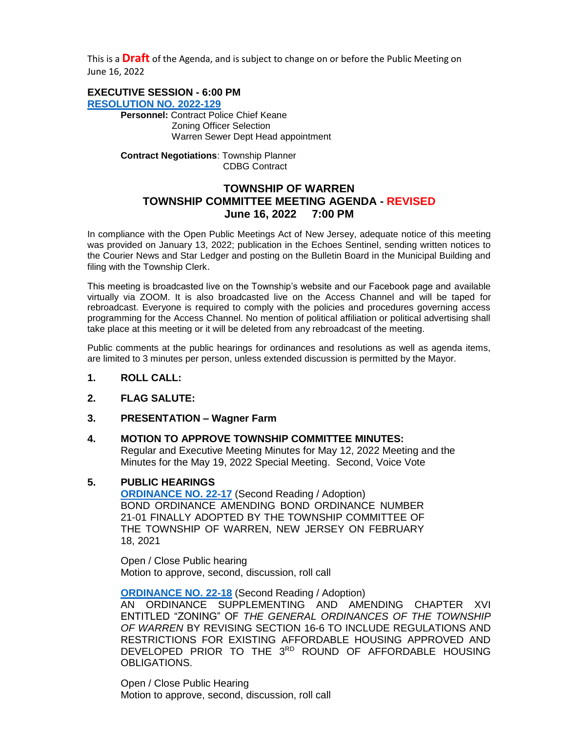This is a **Draft** of the Agenda, and is subject to change on or before the Public Meeting on June 16, 2022

**EXECUTIVE SESSION - 6:00 PM**

**RESOLUTION NO. 2022-129**

**Personnel:** Contract Police Chief Keane
Zoning Officer Selection
Warren Sewer Dept Head appointment

**Contract Negotiations**: Township Planner
CDBG Contract

# TOWNSHIP OF WARREN
## TOWNSHIP COMMITTEE MEETING AGENDA - REVISED
## June 16, 2022 7:00 PM

In compliance with the Open Public Meetings Act of New Jersey, adequate notice of this meeting was provided on January 13, 2022; publication in the Echoes Sentinel, sending written notices to the Courier News and Star Ledger and posting on the Bulletin Board in the Municipal Building and filing with the Township Clerk.

This meeting is broadcasted live on the Township's website and our Facebook page and available virtually via ZOOM. It is also broadcasted live on the Access Channel and will be taped for rebroadcast. Everyone is required to comply with the policies and procedures governing access programming for the Access Channel. No mention of political affiliation or political advertising shall take place at this meeting or it will be deleted from any rebroadcast of the meeting.

Public comments at the public hearings for ordinances and resolutions as well as agenda items, are limited to 3 minutes per person, unless extended discussion is permitted by the Mayor.

1. **ROLL CALL:**

2. **FLAG SALUTE:**

3. **PRESENTATION – Wagner Farm**

4. **MOTION TO APPROVE TOWNSHIP COMMITTEE MINUTES:**
   Regular and Executive Meeting Minutes for May 12, 2022 Meeting and the Minutes for the May 19, 2022 Special Meeting. Second, Voice Vote

5. **PUBLIC HEARINGS**

   **ORDINANCE NO. 22-17** (Second Reading / Adoption)
   BOND ORDINANCE AMENDING BOND ORDINANCE NUMBER 21-01 FINALLY ADOPTED BY THE TOWNSHIP COMMITTEE OF THE TOWNSHIP OF WARREN, NEW JERSEY ON FEBRUARY 18, 2021

   Open / Close Public hearing
   Motion to approve, second, discussion, roll call

   **ORDINANCE NO. 22-18** (Second Reading / Adoption)
   AN ORDINANCE SUPPLEMENTING AND AMENDING CHAPTER XVI ENTITLED "ZONING" OF *THE GENERAL ORDINANCES OF THE TOWNSHIP OF WARREN* BY REVISING SECTION 16-6 TO INCLUDE REGULATIONS AND RESTRICTIONS FOR EXISTING AFFORDABLE HOUSING APPROVED AND DEVELOPED PRIOR TO THE 3RD ROUND OF AFFORDABLE HOUSING OBLIGATIONS.

   Open / Close Public Hearing
   Motion to approve, second, discussion, roll call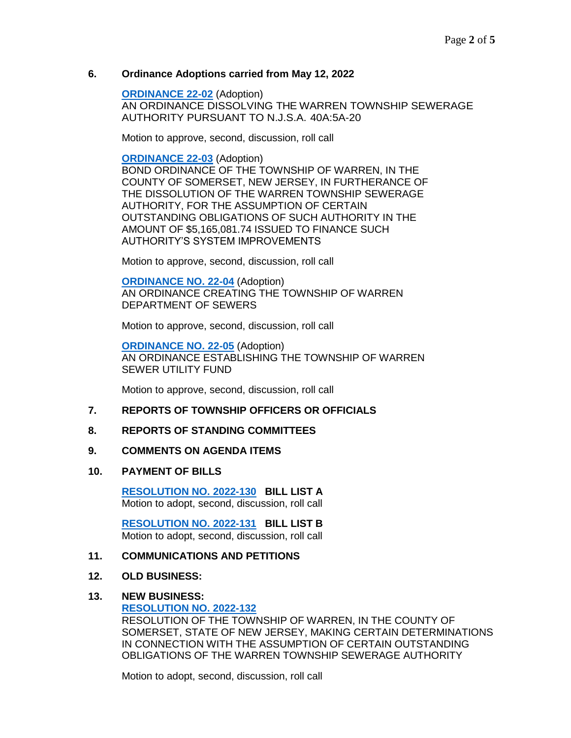**6. Ordinance Adoptions carried from May 12, 2022**

**ORDINANCE 22-02** (Adoption)
AN ORDINANCE DISSOLVING THE WARREN TOWNSHIP SEWERAGE AUTHORITY PURSUANT TO N.J.S.A. 40A:5A-20

Motion to approve, second, discussion, roll call

**ORDINANCE 22-03** (Adoption)
BOND ORDINANCE OF THE TOWNSHIP OF WARREN, IN THE COUNTY OF SOMERSET, NEW JERSEY, IN FURTHERANCE OF THE DISSOLUTION OF THE WARREN TOWNSHIP SEWERAGE AUTHORITY, FOR THE ASSUMPTION OF CERTAIN OUTSTANDING OBLIGATIONS OF SUCH AUTHORITY IN THE AMOUNT OF $5,165,081.74 ISSUED TO FINANCE SUCH AUTHORITY'S SYSTEM IMPROVEMENTS

Motion to approve, second, discussion, roll call

**ORDINANCE NO. 22-04** (Adoption)
AN ORDINANCE CREATING THE TOWNSHIP OF WARREN DEPARTMENT OF SEWERS

Motion to approve, second, discussion, roll call

**ORDINANCE NO. 22-05** (Adoption)
AN ORDINANCE ESTABLISHING THE TOWNSHIP OF WARREN SEWER UTILITY FUND

Motion to approve, second, discussion, roll call

**7. REPORTS OF TOWNSHIP OFFICERS OR OFFICIALS**

**8. REPORTS OF STANDING COMMITTEES**

**9. COMMENTS ON AGENDA ITEMS**

**10. PAYMENT OF BILLS**

**RESOLUTION NO. 2022-130** **BILL LIST A**
Motion to adopt, second, discussion, roll call

**RESOLUTION NO. 2022-131** **BILL LIST B**
Motion to adopt, second, discussion, roll call

**11. COMMUNICATIONS AND PETITIONS**

**12. OLD BUSINESS:**

**13. NEW BUSINESS:**

**RESOLUTION NO. 2022-132**
RESOLUTION OF THE TOWNSHIP OF WARREN, IN THE COUNTY OF SOMERSET, STATE OF NEW JERSEY, MAKING CERTAIN DETERMINATIONS IN CONNECTION WITH THE ASSUMPTION OF CERTAIN OUTSTANDING OBLIGATIONS OF THE WARREN TOWNSHIP SEWERAGE AUTHORITY

Motion to adopt, second, discussion, roll call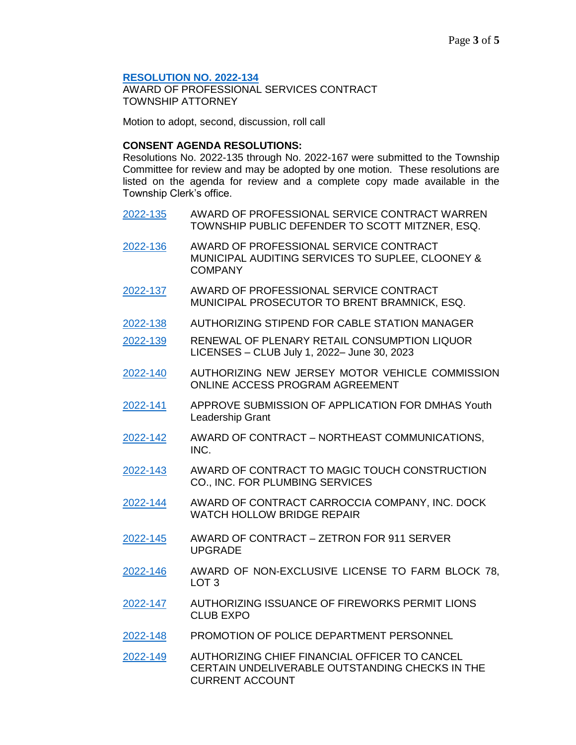**RESOLUTION NO. 2022-134**
AWARD OF PROFESSIONAL SERVICES CONTRACT
TOWNSHIP ATTORNEY

Motion to adopt, second, discussion, roll call

**CONSENT AGENDA RESOLUTIONS:**
Resolutions No. 2022-135 through No. 2022-167 were submitted to the Township Committee for review and may be adopted by one motion. These resolutions are listed on the agenda for review and a complete copy made available in the Township Clerk's office.

| | |
|---|---|
| 2022-135 | AWARD OF PROFESSIONAL SERVICE CONTRACT WARREN TOWNSHIP PUBLIC DEFENDER TO SCOTT MITZNER, ESQ. |
| 2022-136 | AWARD OF PROFESSIONAL SERVICE CONTRACT MUNICIPAL AUDITING SERVICES TO SUPLEE, CLOONEY & COMPANY |
| 2022-137 | AWARD OF PROFESSIONAL SERVICE CONTRACT MUNICIPAL PROSECUTOR TO BRENT BRAMNICK, ESQ. |
| 2022-138 | AUTHORIZING STIPEND FOR CABLE STATION MANAGER |
| 2022-139 | RENEWAL OF PLENARY RETAIL CONSUMPTION LIQUOR LICENSES – CLUB July 1, 2022– June 30, 2023 |
| 2022-140 | AUTHORIZING NEW JERSEY MOTOR VEHICLE COMMISSION ONLINE ACCESS PROGRAM AGREEMENT |
| 2022-141 | APPROVE SUBMISSION OF APPLICATION FOR DMHAS Youth Leadership Grant |
| 2022-142 | AWARD OF CONTRACT – NORTHEAST COMMUNICATIONS, INC. |
| 2022-143 | AWARD OF CONTRACT TO MAGIC TOUCH CONSTRUCTION CO., INC. FOR PLUMBING SERVICES |
| 2022-144 | AWARD OF CONTRACT CARROCCIA COMPANY, INC. DOCK WATCH HOLLOW BRIDGE REPAIR |
| 2022-145 | AWARD OF CONTRACT – ZETRON FOR 911 SERVER UPGRADE |
| 2022-146 | AWARD OF NON-EXCLUSIVE LICENSE TO FARM BLOCK 78, LOT 3 |
| 2022-147 | AUTHORIZING ISSUANCE OF FIREWORKS PERMIT LIONS CLUB EXPO |
| 2022-148 | PROMOTION OF POLICE DEPARTMENT PERSONNEL |
| 2022-149 | AUTHORIZING CHIEF FINANCIAL OFFICER TO CANCEL CERTAIN UNDELIVERABLE OUTSTANDING CHECKS IN THE CURRENT ACCOUNT |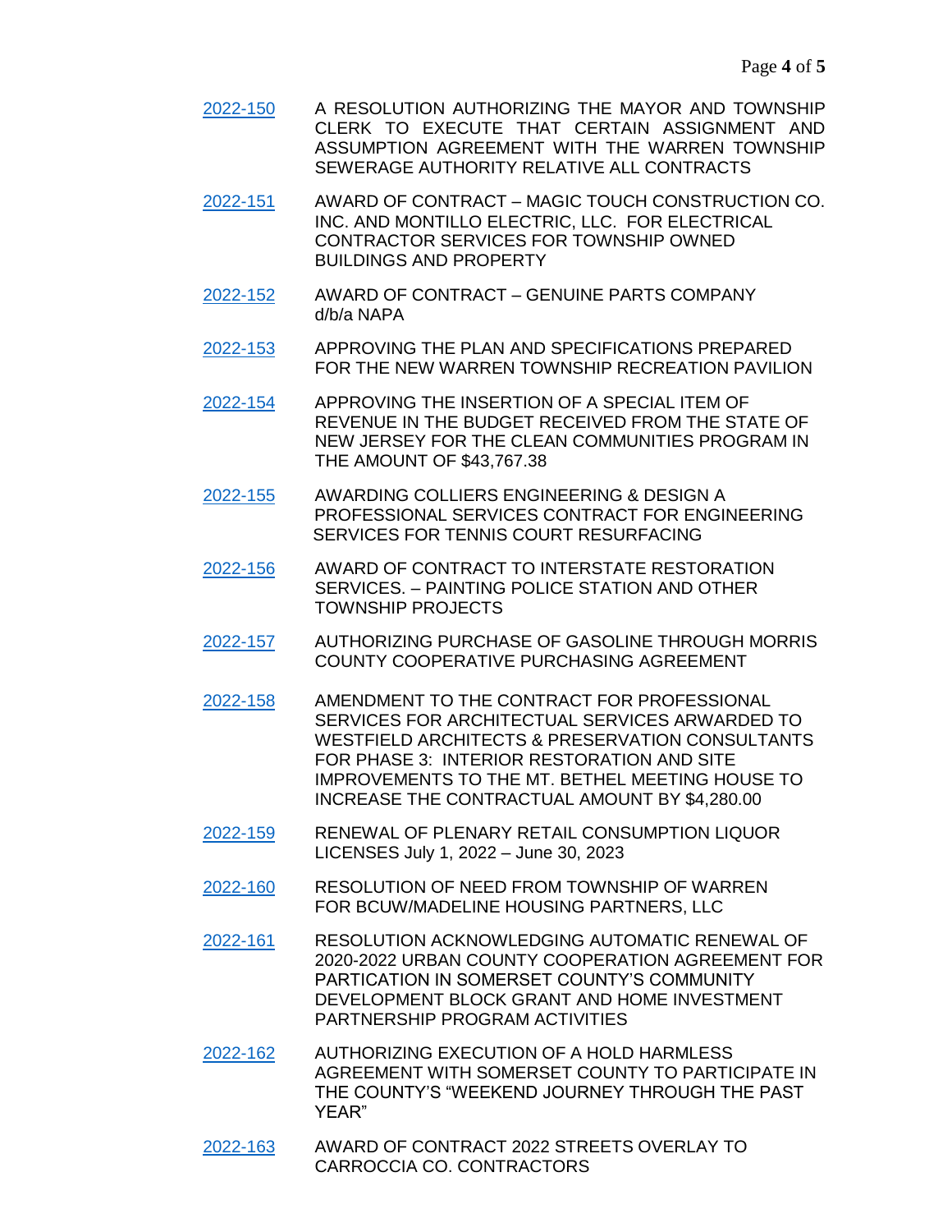2022-150 A RESOLUTION AUTHORIZING THE MAYOR AND TOWNSHIP CLERK TO EXECUTE THAT CERTAIN ASSIGNMENT AND ASSUMPTION AGREEMENT WITH THE WARREN TOWNSHIP SEWERAGE AUTHORITY RELATIVE ALL CONTRACTS

2022-151 AWARD OF CONTRACT – MAGIC TOUCH CONSTRUCTION CO. INC. AND MONTILLO ELECTRIC, LLC. FOR ELECTRICAL CONTRACTOR SERVICES FOR TOWNSHIP OWNED BUILDINGS AND PROPERTY

2022-152 AWARD OF CONTRACT – GENUINE PARTS COMPANY d/b/a NAPA

2022-153 APPROVING THE PLAN AND SPECIFICATIONS PREPARED FOR THE NEW WARREN TOWNSHIP RECREATION PAVILION

2022-154 APPROVING THE INSERTION OF A SPECIAL ITEM OF REVENUE IN THE BUDGET RECEIVED FROM THE STATE OF NEW JERSEY FOR THE CLEAN COMMUNITIES PROGRAM IN THE AMOUNT OF $43,767.38

2022-155 AWARDING COLLIERS ENGINEERING & DESIGN A PROFESSIONAL SERVICES CONTRACT FOR ENGINEERING SERVICES FOR TENNIS COURT RESURFACING

2022-156 AWARD OF CONTRACT TO INTERSTATE RESTORATION SERVICES. – PAINTING POLICE STATION AND OTHER TOWNSHIP PROJECTS

2022-157 AUTHORIZING PURCHASE OF GASOLINE THROUGH MORRIS COUNTY COOPERATIVE PURCHASING AGREEMENT

2022-158 AMENDMENT TO THE CONTRACT FOR PROFESSIONAL SERVICES FOR ARCHITECTUAL SERVICES ARWARDED TO WESTFIELD ARCHITECTS & PRESERVATION CONSULTANTS FOR PHASE 3: INTERIOR RESTORATION AND SITE IMPROVEMENTS TO THE MT. BETHEL MEETING HOUSE TO INCREASE THE CONTRACTUAL AMOUNT BY $4,280.00

2022-159 RENEWAL OF PLENARY RETAIL CONSUMPTION LIQUOR LICENSES July 1, 2022 – June 30, 2023

2022-160 RESOLUTION OF NEED FROM TOWNSHIP OF WARREN FOR BCUW/MADELINE HOUSING PARTNERS, LLC

2022-161 RESOLUTION ACKNOWLEDGING AUTOMATIC RENEWAL OF 2020-2022 URBAN COUNTY COOPERATION AGREEMENT FOR PARTICATION IN SOMERSET COUNTY'S COMMUNITY DEVELOPMENT BLOCK GRANT AND HOME INVESTMENT PARTNERSHIP PROGRAM ACTIVITIES

2022-162 AUTHORIZING EXECUTION OF A HOLD HARMLESS AGREEMENT WITH SOMERSET COUNTY TO PARTICIPATE IN THE COUNTY'S "WEEKEND JOURNEY THROUGH THE PAST YEAR"

2022-163 AWARD OF CONTRACT 2022 STREETS OVERLAY TO CARROCCIA CO. CONTRACTORS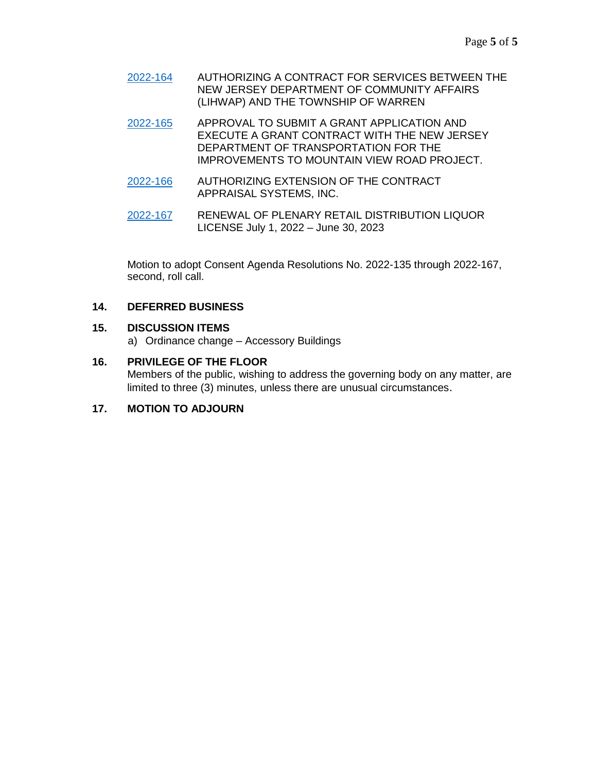2022-164 AUTHORIZING A CONTRACT FOR SERVICES BETWEEN THE NEW JERSEY DEPARTMENT OF COMMUNITY AFFAIRS (LIHWAP) AND THE TOWNSHIP OF WARREN

2022-165 APPROVAL TO SUBMIT A GRANT APPLICATION AND EXECUTE A GRANT CONTRACT WITH THE NEW JERSEY DEPARTMENT OF TRANSPORTATION FOR THE IMPROVEMENTS TO MOUNTAIN VIEW ROAD PROJECT.

2022-166 AUTHORIZING EXTENSION OF THE CONTRACT APPRAISAL SYSTEMS, INC.

2022-167 RENEWAL OF PLENARY RETAIL DISTRIBUTION LIQUOR LICENSE July 1, 2022 – June 30, 2023

Motion to adopt Consent Agenda Resolutions No. 2022-135 through 2022-167, second, roll call.

**14. DEFERRED BUSINESS**

**15. DISCUSSION ITEMS**

a) Ordinance change – Accessory Buildings

**16. PRIVILEGE OF THE FLOOR**

Members of the public, wishing to address the governing body on any matter, are limited to three (3) minutes, unless there are unusual circumstances.

**17. MOTION TO ADJOURN**